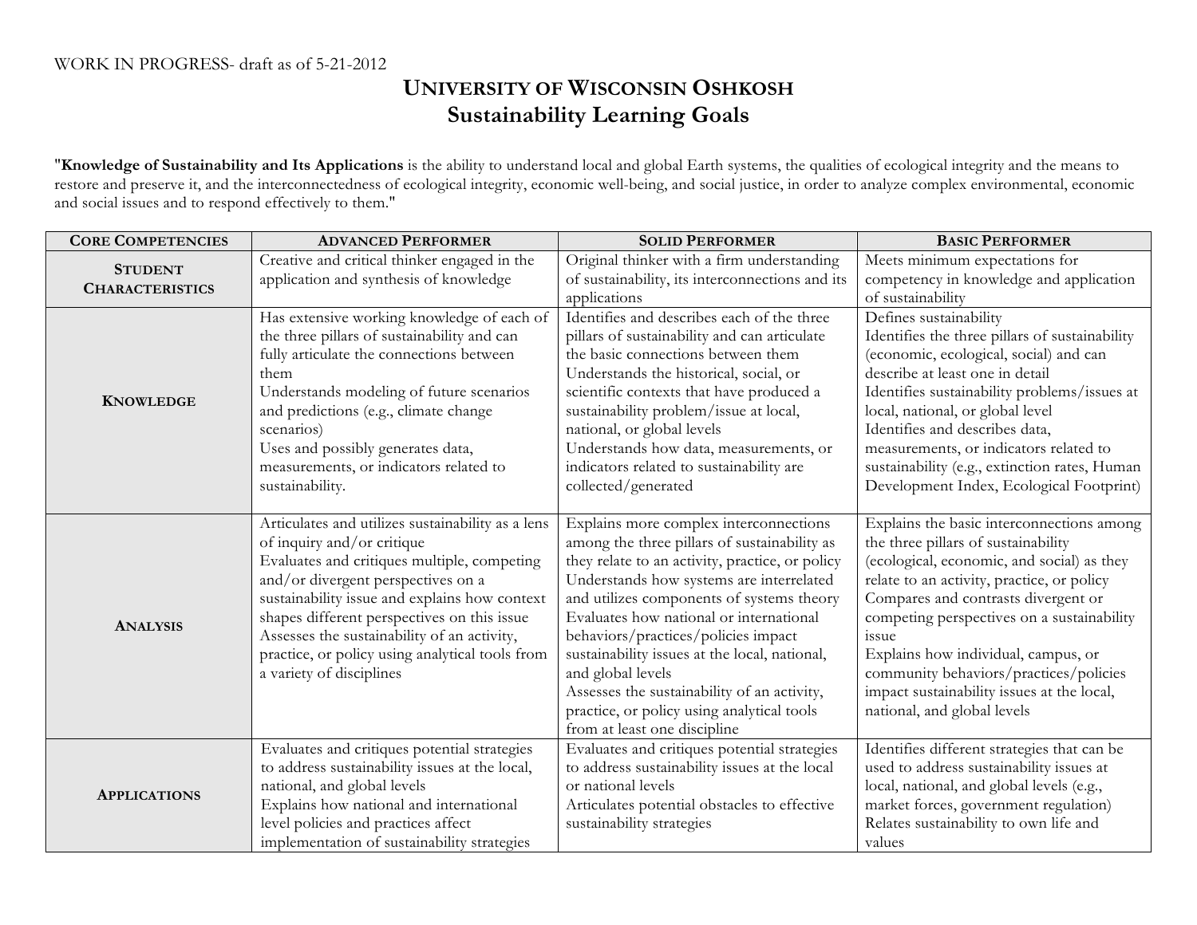WORK IN PROGRESS- draft as of 5-21-2012

# UNIVERSITY OF WISCONSIN OSHKOSH
## Sustainability Learning Goals

"**Knowledge of Sustainability and Its Applications** is the ability to understand local and global Earth systems, the qualities of ecological integrity and the means to restore and preserve it, and the interconnectedness of ecological integrity, economic well-being, and social justice, in order to analyze complex environmental, economic and social issues and to respond effectively to them."

| CORE COMPETENCIES | ADVANCED PERFORMER | SOLID PERFORMER | BASIC PERFORMER |
|---|---|---|---|
| **STUDENT CHARACTERISTICS** | Creative and critical thinker engaged in the application and synthesis of knowledge | Original thinker with a firm understanding of sustainability, its interconnections and its applications | Meets minimum expectations for competency in knowledge and application of sustainability |
| **KNOWLEDGE** | Has extensive working knowledge of each of the three pillars of sustainability and can fully articulate the connections between them<br>Understands modeling of future scenarios and predictions (e.g., climate change scenarios)<br>Uses and possibly generates data, measurements, or indicators related to sustainability. | Identifies and describes each of the three pillars of sustainability and can articulate the basic connections between them<br>Understands the historical, social, or scientific contexts that have produced a sustainability problem/issue at local, national, or global levels<br>Understands how data, measurements, or indicators related to sustainability are collected/generated | Defines sustainability<br>Identifies the three pillars of sustainability (economic, ecological, social) and can describe at least one in detail<br>Identifies sustainability problems/issues at local, national, or global level<br>Identifies and describes data, measurements, or indicators related to sustainability (e.g., extinction rates, Human Development Index, Ecological Footprint) |
| **ANALYSIS** | Articulates and utilizes sustainability as a lens of inquiry and/or critique<br>Evaluates and critiques multiple, competing and/or divergent perspectives on a sustainability issue and explains how context shapes different perspectives on this issue<br>Assesses the sustainability of an activity, practice, or policy using analytical tools from a variety of disciplines | Explains more complex interconnections among the three pillars of sustainability as they relate to an activity, practice, or policy<br>Understands how systems are interrelated and utilizes components of systems theory<br>Evaluates how national or international behaviors/practices/policies impact sustainability issues at the local, national, and global levels<br>Assesses the sustainability of an activity, practice, or policy using analytical tools from at least one discipline | Explains the basic interconnections among the three pillars of sustainability (ecological, economic, and social) as they relate to an activity, practice, or policy<br>Compares and contrasts divergent or competing perspectives on a sustainability issue<br>Explains how individual, campus, or community behaviors/practices/policies impact sustainability issues at the local, national, and global levels |
| **APPLICATIONS** | Evaluates and critiques potential strategies to address sustainability issues at the local, national, and global levels<br>Explains how national and international level policies and practices affect implementation of sustainability strategies | Evaluates and critiques potential strategies to address sustainability issues at the local or national levels<br>Articulates potential obstacles to effective sustainability strategies | Identifies different strategies that can be used to address sustainability issues at local, national, and global levels (e.g., market forces, government regulation)<br>Relates sustainability to own life and values |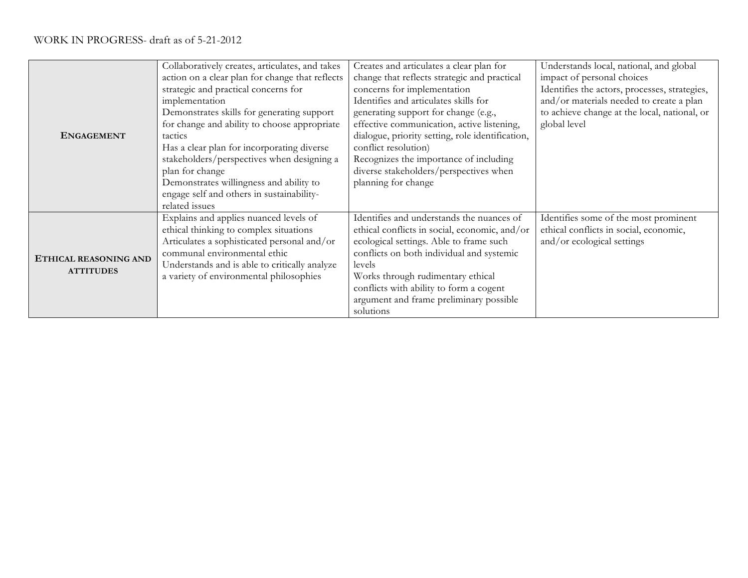WORK IN PROGRESS- draft as of 5-21-2012

| | | | |
|---|---|---|---|
| **ENGAGEMENT** | Collaboratively creates, articulates, and takes action on a clear plan for change that reflects strategic and practical concerns for implementation<br>Demonstrates skills for generating support for change and ability to choose appropriate tactics<br>Has a clear plan for incorporating diverse stakeholders/perspectives when designing a plan for change<br>Demonstrates willingness and ability to engage self and others in sustainability-related issues | Creates and articulates a clear plan for change that reflects strategic and practical concerns for implementation<br>Identifies and articulates skills for generating support for change (e.g., effective communication, active listening, dialogue, priority setting, role identification, conflict resolution)<br>Recognizes the importance of including diverse stakeholders/perspectives when planning for change | Understands local, national, and global impact of personal choices<br>Identifies the actors, processes, strategies, and/or materials needed to create a plan to achieve change at the local, national, or global level |
| **ETHICAL REASONING AND ATTITUDES** | Explains and applies nuanced levels of ethical thinking to complex situations<br>Articulates a sophisticated personal and/or communal environmental ethic<br>Understands and is able to critically analyze a variety of environmental philosophies | Identifies and understands the nuances of ethical conflicts in social, economic, and/or ecological settings. Able to frame such conflicts on both individual and systemic levels<br>Works through rudimentary ethical conflicts with ability to form a cogent argument and frame preliminary possible solutions | Identifies some of the most prominent ethical conflicts in social, economic, and/or ecological settings |